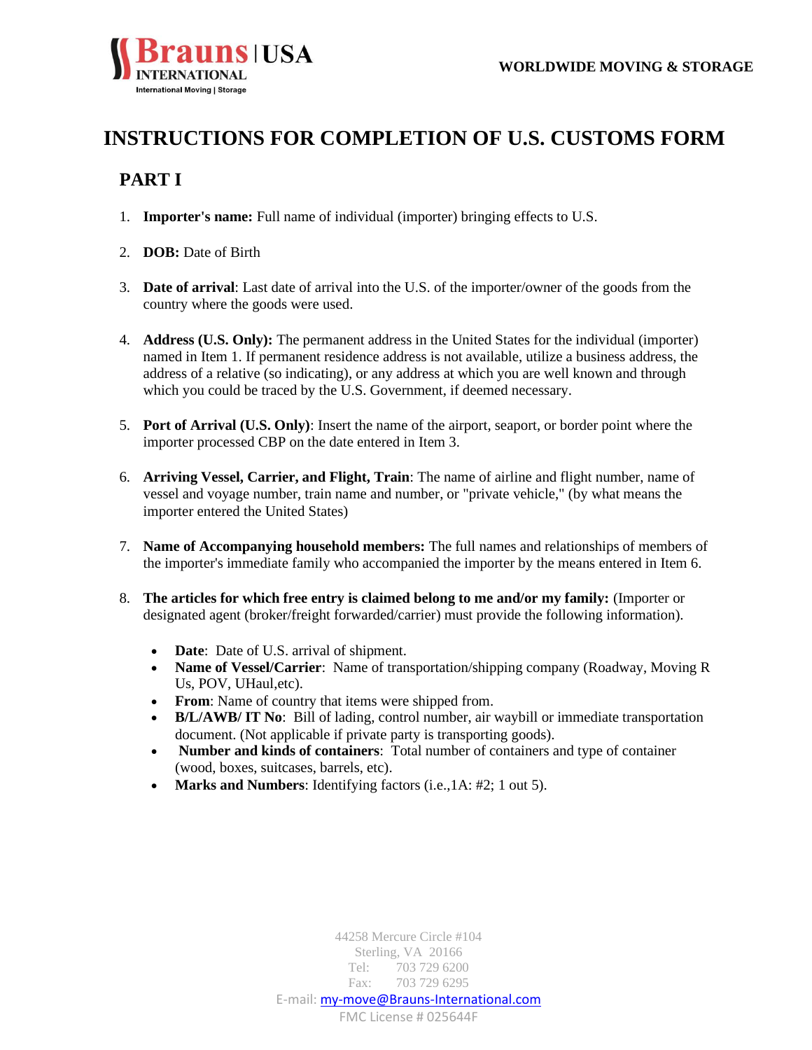Brauns | USA INTERNATIONAL International Moving | Storage

WORLDWIDE MOVING & STORAGE

# INSTRUCTIONS FOR COMPLETION OF U.S. CUSTOMS FORM

## PART I

1. **Importer's name:** Full name of individual (importer) bringing effects to U.S.

2. **DOB:** Date of Birth

3. **Date of arrival**: Last date of arrival into the U.S. of the importer/owner of the goods from the country where the goods were used.

4. **Address (U.S. Only):** The permanent address in the United States for the individual (importer) named in Item 1. If permanent residence address is not available, utilize a business address, the address of a relative (so indicating), or any address at which you are well known and through which you could be traced by the U.S. Government, if deemed necessary.

5. **Port of Arrival (U.S. Only)**: Insert the name of the airport, seaport, or border point where the importer processed CBP on the date entered in Item 3.

6. **Arriving Vessel, Carrier, and Flight, Train**: The name of airline and flight number, name of vessel and voyage number, train name and number, or "private vehicle," (by what means the importer entered the United States)

7. **Name of Accompanying household members:** The full names and relationships of members of the importer's immediate family who accompanied the importer by the means entered in Item 6.

8. **The articles for which free entry is claimed belong to me and/or my family:** (Importer or designated agent (broker/freight forwarded/carrier) must provide the following information).

   - **Date**: Date of U.S. arrival of shipment.
   - **Name of Vessel/Carrier**: Name of transportation/shipping company (Roadway, Moving R Us, POV, UHaul,etc).
   - **From**: Name of country that items were shipped from.
   - **B/L/AWB/ IT No**: Bill of lading, control number, air waybill or immediate transportation document. (Not applicable if private party is transporting goods).
   - **Number and kinds of containers**: Total number of containers and type of container (wood, boxes, suitcases, barrels, etc).
   - **Marks and Numbers**: Identifying factors (i.e.,1A: #2; 1 out 5).

44258 Mercure Circle #104
Sterling, VA 20166
Tel: 703 729 6200
Fax: 703 729 6295
E-mail: my-move@Brauns-International.com
FMC License # 025644F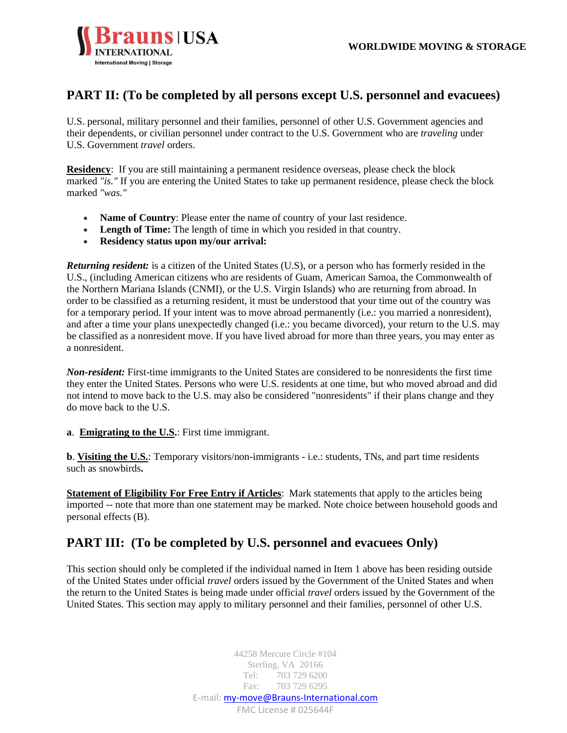## PART II: (To be completed by all persons except U.S. personnel and evacuees)

U.S. personal, military personnel and their families, personnel of other U.S. Government agencies and their dependents, or civilian personnel under contract to the U.S. Government who are *traveling* under U.S. Government *travel* orders.

**Residency**: If you are still maintaining a permanent residence overseas, please check the block marked *"is."* If you are entering the United States to take up permanent residence, please check the block marked *"was."*

- **Name of Country**: Please enter the name of country of your last residence.
- **Length of Time:** The length of time in which you resided in that country.
- **Residency status upon my/our arrival:**

***Returning resident:*** is a citizen of the United States (U.S), or a person who has formerly resided in the U.S., (including American citizens who are residents of Guam, American Samoa, the Commonwealth of the Northern Mariana Islands (CNMI), or the U.S. Virgin Islands) who are returning from abroad. In order to be classified as a returning resident, it must be understood that your time out of the country was for a temporary period. If your intent was to move abroad permanently (i.e.: you married a nonresident), and after a time your plans unexpectedly changed (i.e.: you became divorced), your return to the U.S. may be classified as a nonresident move. If you have lived abroad for more than three years, you may enter as a nonresident.

***Non-resident:*** First-time immigrants to the United States are considered to be nonresidents the first time they enter the United States. Persons who were U.S. residents at one time, but who moved abroad and did not intend to move back to the U.S. may also be considered "nonresidents" if their plans change and they do move back to the U.S.

**a**. **Emigrating to the U.S.**: First time immigrant.

**b**. **Visiting the U.S.**: Temporary visitors/non-immigrants - i.e.: students, TNs, and part time residents such as snowbirds**.**

**Statement of Eligibility For Free Entry if Articles**: Mark statements that apply to the articles being imported -- note that more than one statement may be marked. Note choice between household goods and personal effects (B).

## PART III: (To be completed by U.S. personnel and evacuees Only)

This section should only be completed if the individual named in Item 1 above has been residing outside of the United States under official *travel* orders issued by the Government of the United States and when the return to the United States is being made under official *travel* orders issued by the Government of the United States. This section may apply to military personnel and their families, personnel of other U.S.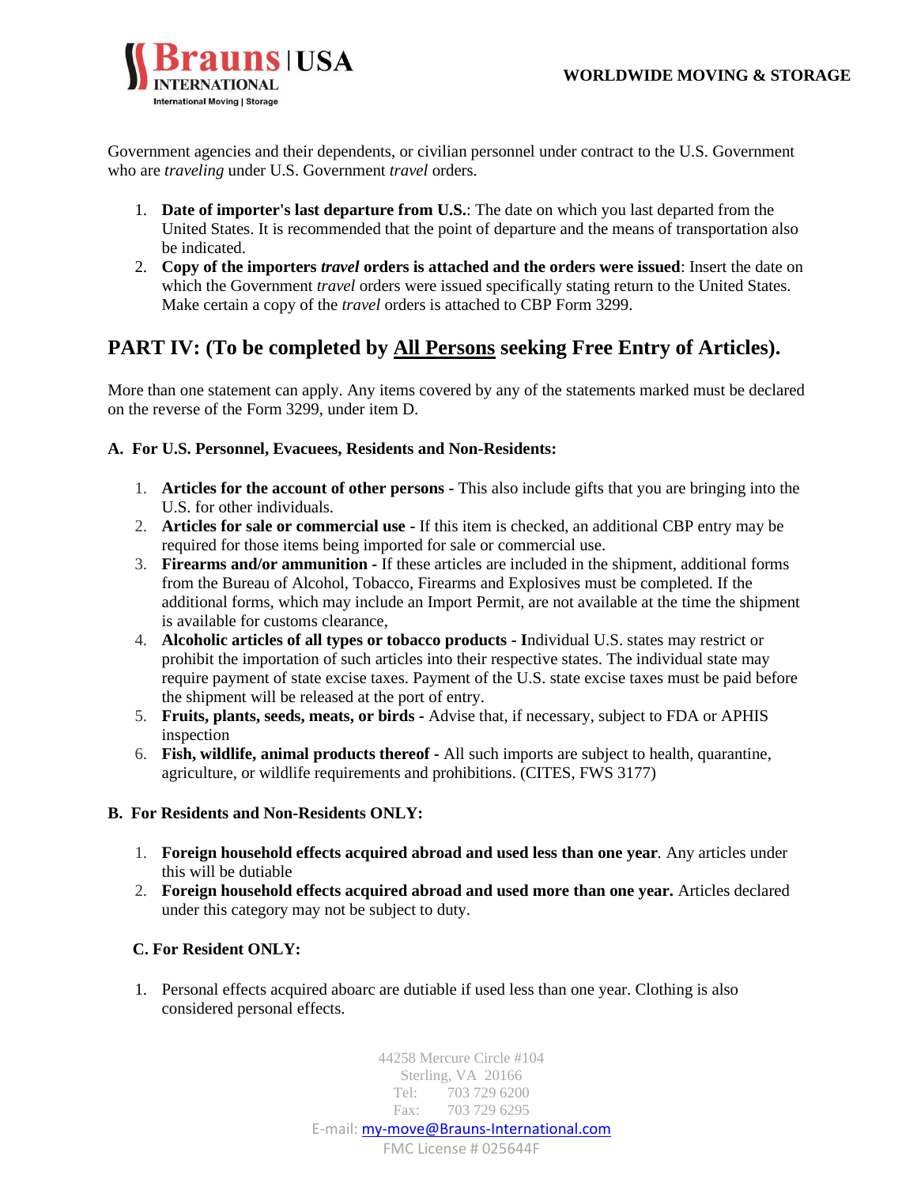Government agencies and their dependents, or civilian personnel under contract to the U.S. Government who are *traveling* under U.S. Government *travel* orders.

1. **Date of importer's last departure from U.S.**: The date on which you last departed from the United States. It is recommended that the point of departure and the means of transportation also be indicated.
2. **Copy of the importers *travel* orders is attached and the orders were issued**: Insert the date on which the Government *travel* orders were issued specifically stating return to the United States. Make certain a copy of the *travel* orders is attached to CBP Form 3299.

## PART IV: (To be completed by <u>All Persons</u> seeking Free Entry of Articles).

More than one statement can apply. Any items covered by any of the statements marked must be declared on the reverse of the Form 3299, under item D.

**A. For U.S. Personnel, Evacuees, Residents and Non-Residents:**

1. **Articles for the account of other persons -** This also include gifts that you are bringing into the U.S. for other individuals.
2. **Articles for sale or commercial use -** If this item is checked, an additional CBP entry may be required for those items being imported for sale or commercial use.
3. **Firearms and/or ammunition -** If these articles are included in the shipment, additional forms from the Bureau of Alcohol, Tobacco, Firearms and Explosives must be completed. If the additional forms, which may include an Import Permit, are not available at the time the shipment is available for customs clearance,
4. **Alcoholic articles of all types or tobacco products - I**ndividual U.S. states may restrict or prohibit the importation of such articles into their respective states. The individual state may require payment of state excise taxes. Payment of the U.S. state excise taxes must be paid before the shipment will be released at the port of entry.
5. **Fruits, plants, seeds, meats, or birds -** Advise that, if necessary, subject to FDA or APHIS inspection
6. **Fish, wildlife, animal products thereof -** All such imports are subject to health, quarantine, agriculture, or wildlife requirements and prohibitions. (CITES, FWS 3177)

**B. For Residents and Non-Residents ONLY:**

1. **Foreign household effects acquired abroad and used less than one year**. Any articles under this will be dutiable
2. **Foreign household effects acquired abroad and used more than one year.** Articles declared under this category may not be subject to duty.

**C. For Resident ONLY:**

1. Personal effects acquired aboarc are dutiable if used less than one year. Clothing is also considered personal effects.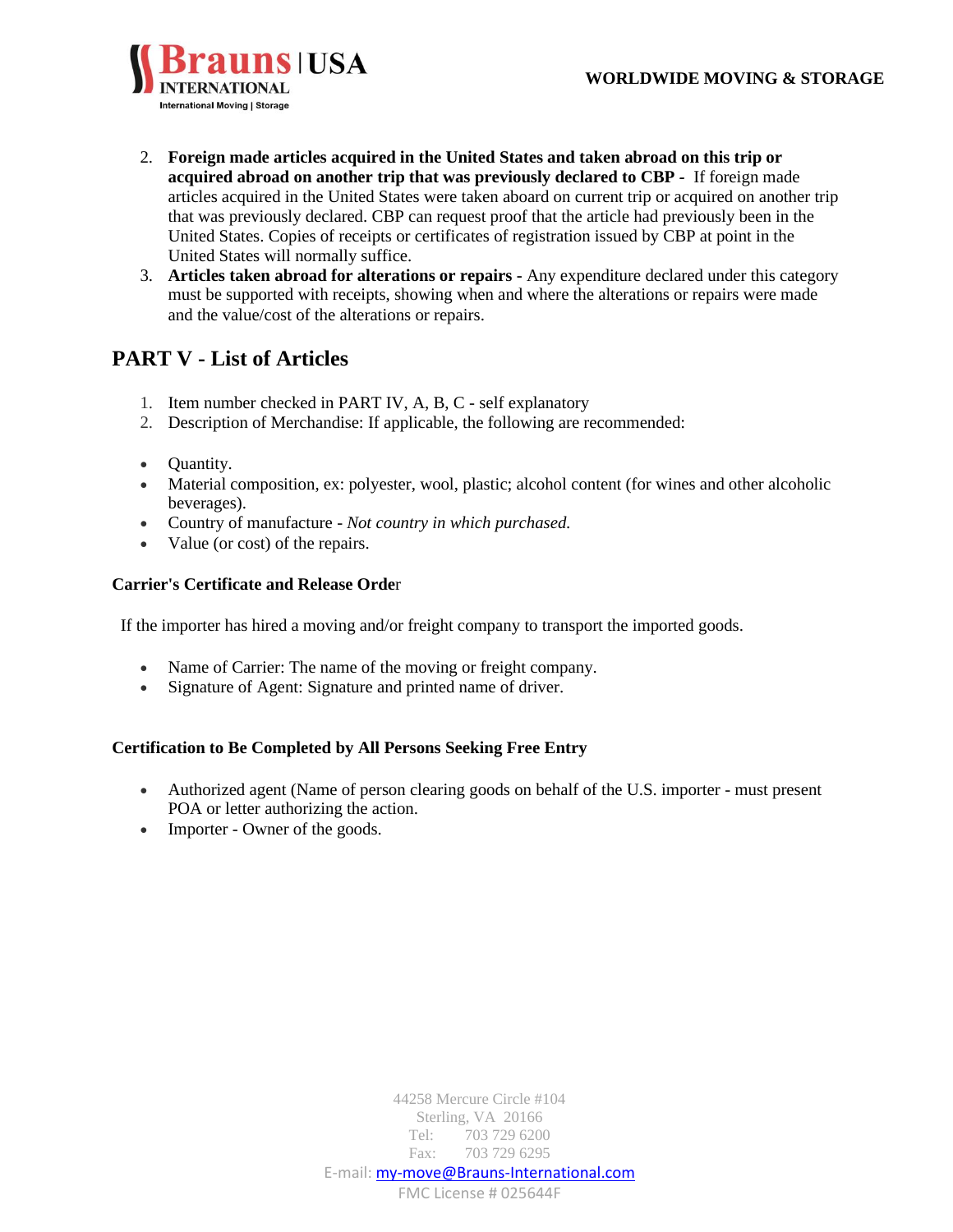2. **Foreign made articles acquired in the United States and taken abroad on this trip or acquired abroad on another trip that was previously declared to CBP -** If foreign made articles acquired in the United States were taken aboard on current trip or acquired on another trip that was previously declared. CBP can request proof that the article had previously been in the United States. Copies of receipts or certificates of registration issued by CBP at point in the United States will normally suffice.
3. **Articles taken abroad for alterations or repairs -** Any expenditure declared under this category must be supported with receipts, showing when and where the alterations or repairs were made and the value/cost of the alterations or repairs.

## PART V - List of Articles

1. Item number checked in PART IV, A, B, C - self explanatory
2. Description of Merchandise: If applicable, the following are recommended:

- Quantity.
- Material composition, ex: polyester, wool, plastic; alcohol content (for wines and other alcoholic beverages).
- Country of manufacture - *Not country in which purchased.*
- Value (or cost) of the repairs.

**Carrier's Certificate and Release Order**

If the importer has hired a moving and/or freight company to transport the imported goods.

- Name of Carrier: The name of the moving or freight company.
- Signature of Agent: Signature and printed name of driver.

**Certification to Be Completed by All Persons Seeking Free Entry**

- Authorized agent (Name of person clearing goods on behalf of the U.S. importer - must present POA or letter authorizing the action.
- Importer - Owner of the goods.